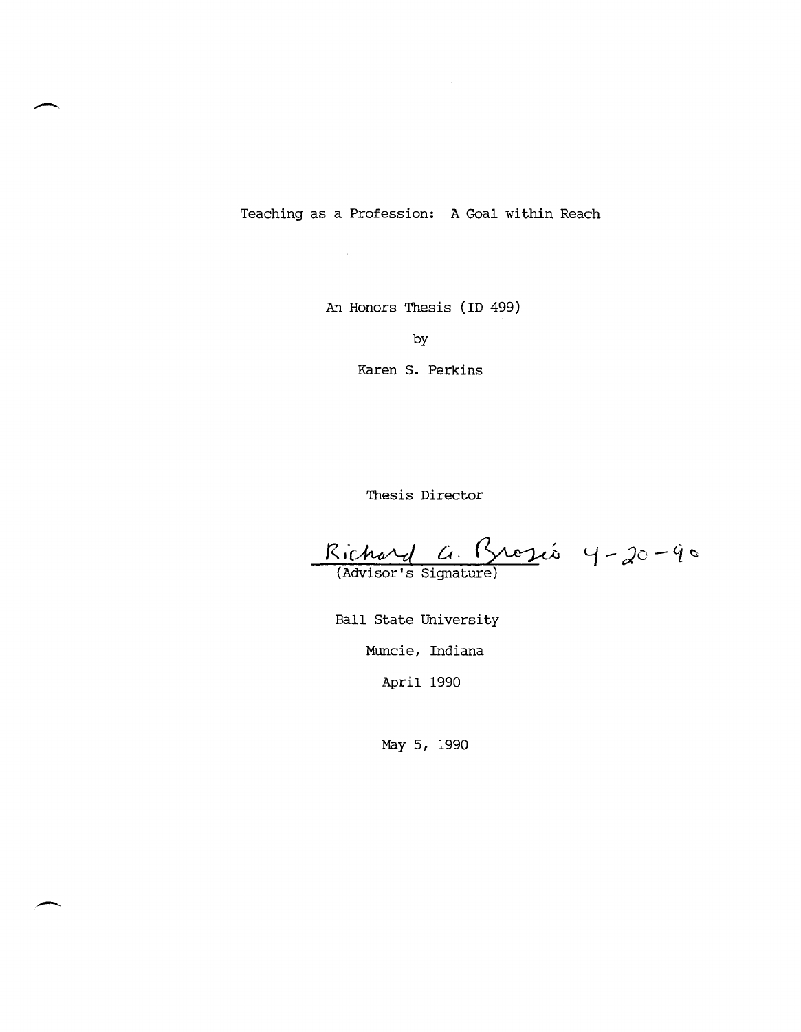# Teaching as a Profession: A Goal within Reach

An Honors Thesis (ID 499)

by

Karen S. Perkins

Thesis Director

Richard A. Brosio 4-20-90

(Advisor's Signature)

Ball State University

Muncie, Indiana

April 1990

May 5, 1990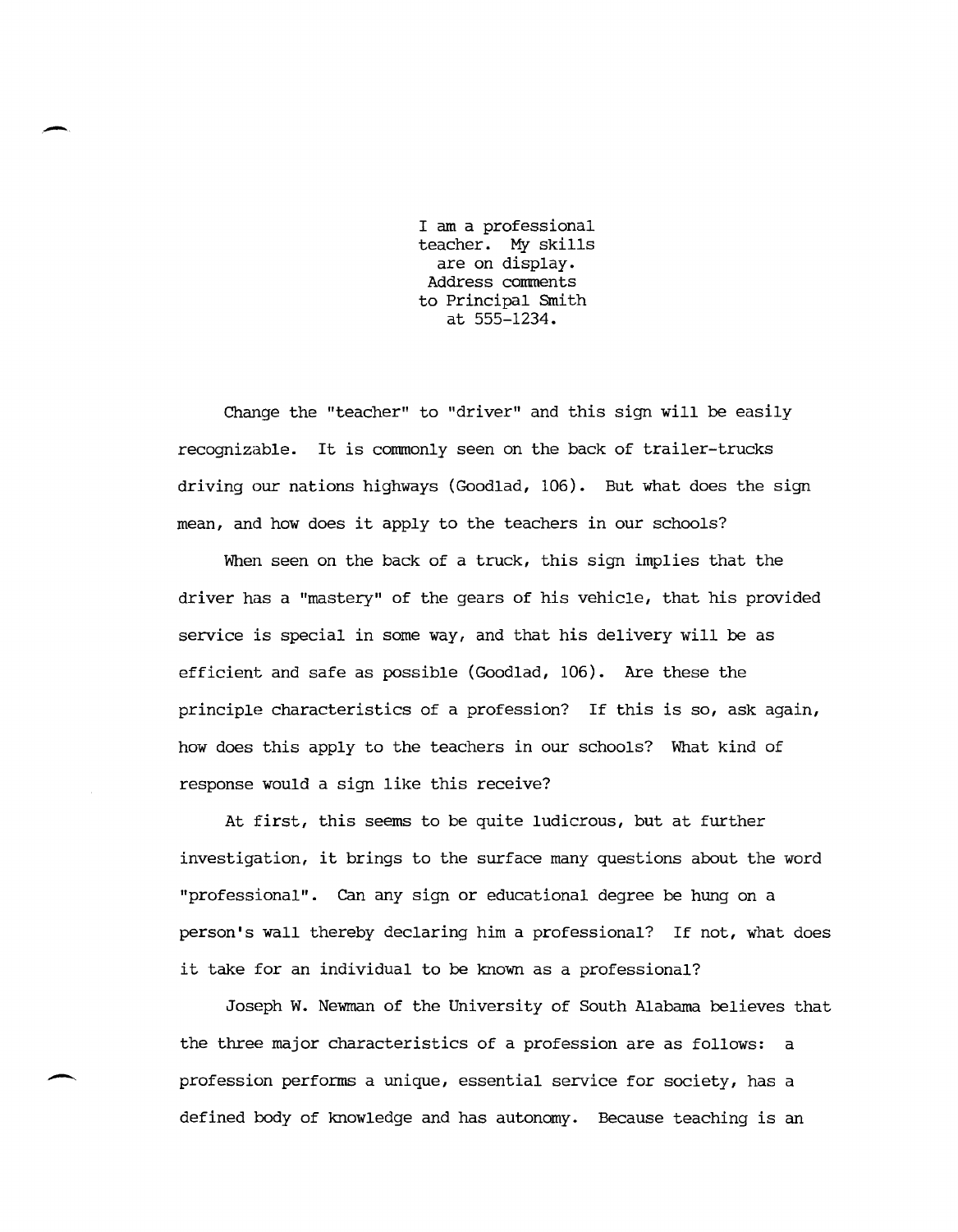I am a professional
teacher. My skills
are on display.
Address comments
to Principal Smith
at 555-1234.

Change the "teacher" to "driver" and this sign will be easily recognizable. It is commonly seen on the back of trailer-trucks driving our nations highways (Goodlad, 106). But what does the sign mean, and how does it apply to the teachers in our schools?

When seen on the back of a truck, this sign implies that the driver has a "mastery" of the gears of his vehicle, that his provided service is special in some way, and that his delivery will be as efficient and safe as possible (Goodlad, 106). Are these the principle characteristics of a profession? If this is so, ask again, how does this apply to the teachers in our schools? What kind of response would a sign like this receive?

At first, this seems to be quite ludicrous, but at further investigation, it brings to the surface many questions about the word "professional". Can any sign or educational degree be hung on a person's wall thereby declaring him a professional? If not, what does it take for an individual to be known as a professional?

Joseph W. Newman of the University of South Alabama believes that the three major characteristics of a profession are as follows: a profession performs a unique, essential service for society, has a defined body of knowledge and has autonomy. Because teaching is an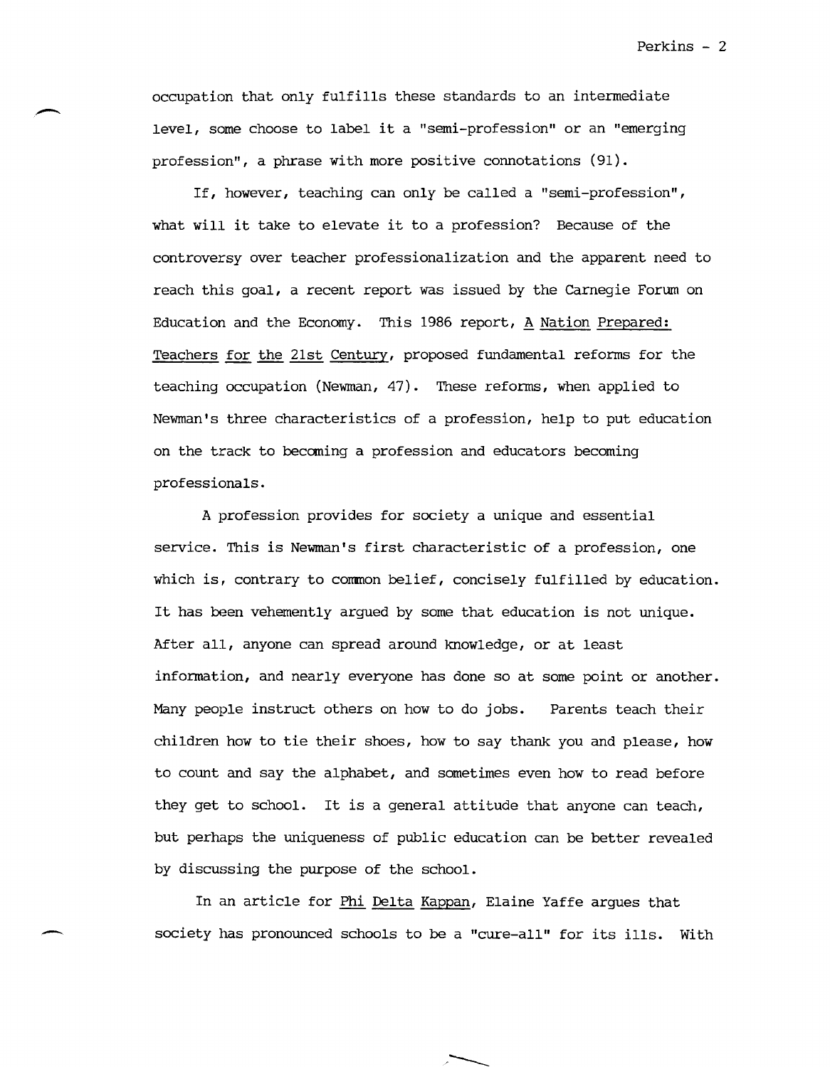occupation that only fulfills these standards to an intermediate level, some choose to label it a "semi-profession" or an "emerging profession", a phrase with more positive connotations (91).

If, however, teaching can only be called a "semi-profession", what will it take to elevate it to a profession? Because of the controversy over teacher professionalization and the apparent need to reach this goal, a recent report was issued by the Carnegie Forum on Education and the Economy. This 1986 report, A Nation Prepared: Teachers for the 21st Century, proposed fundamental reforms for the teaching occupation (Newman, 47). These reforms, when applied to Newman's three characteristics of a profession, help to put education on the track to becoming a profession and educators becoming professionals.

A profession provides for society a unique and essential service. This is Newman's first characteristic of a profession, one which is, contrary to common belief, concisely fulfilled by education. It has been vehemently argued by some that education is not unique. After all, anyone can spread around knowledge, or at least information, and nearly everyone has done so at some point or another. Many people instruct others on how to do jobs. Parents teach their children how to tie their shoes, how to say thank you and please, how to count and say the alphabet, and sometimes even how to read before they get to school. It is a general attitude that anyone can teach, but perhaps the uniqueness of public education can be better revealed by discussing the purpose of the school.

In an article for Phi Delta Kappan, Elaine Yaffe argues that society has pronounced schools to be a "cure-all" for its ills. With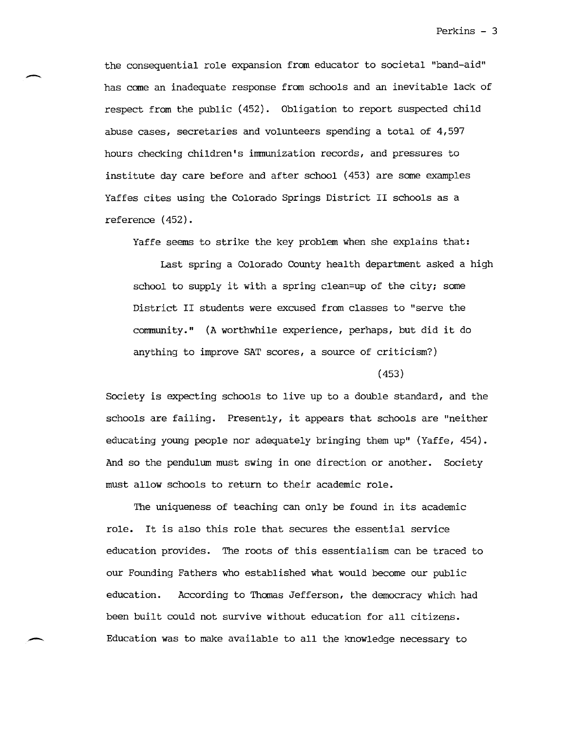the consequential role expansion from educator to societal "band-aid" has come an inadequate response from schools and an inevitable lack of respect from the public (452). Obligation to report suspected child abuse cases, secretaries and volunteers spending a total of 4,597 hours checking children's immunization records, and pressures to institute day care before and after school (453) are some examples Yaffes cites using the Colorado Springs District II schools as a reference (452).

Yaffe seems to strike the key problem when she explains that:

> Last spring a Colorado County health department asked a high school to supply it with a spring clean=up of the city; some District II students were excused from classes to "serve the community." (A worthwhile experience, perhaps, but did it do anything to improve SAT scores, a source of criticism?)
>
> (453)

Society is expecting schools to live up to a double standard, and the schools are failing. Presently, it appears that schools are "neither educating young people nor adequately bringing them up" (Yaffe, 454). And so the pendulum must swing in one direction or another. Society must allow schools to return to their academic role.

The uniqueness of teaching can only be found in its academic role. It is also this role that secures the essential service education provides. The roots of this essentialism can be traced to our Founding Fathers who established what would become our public education. According to Thomas Jefferson, the democracy which had been built could not survive without education for all citizens. Education was to make available to all the knowledge necessary to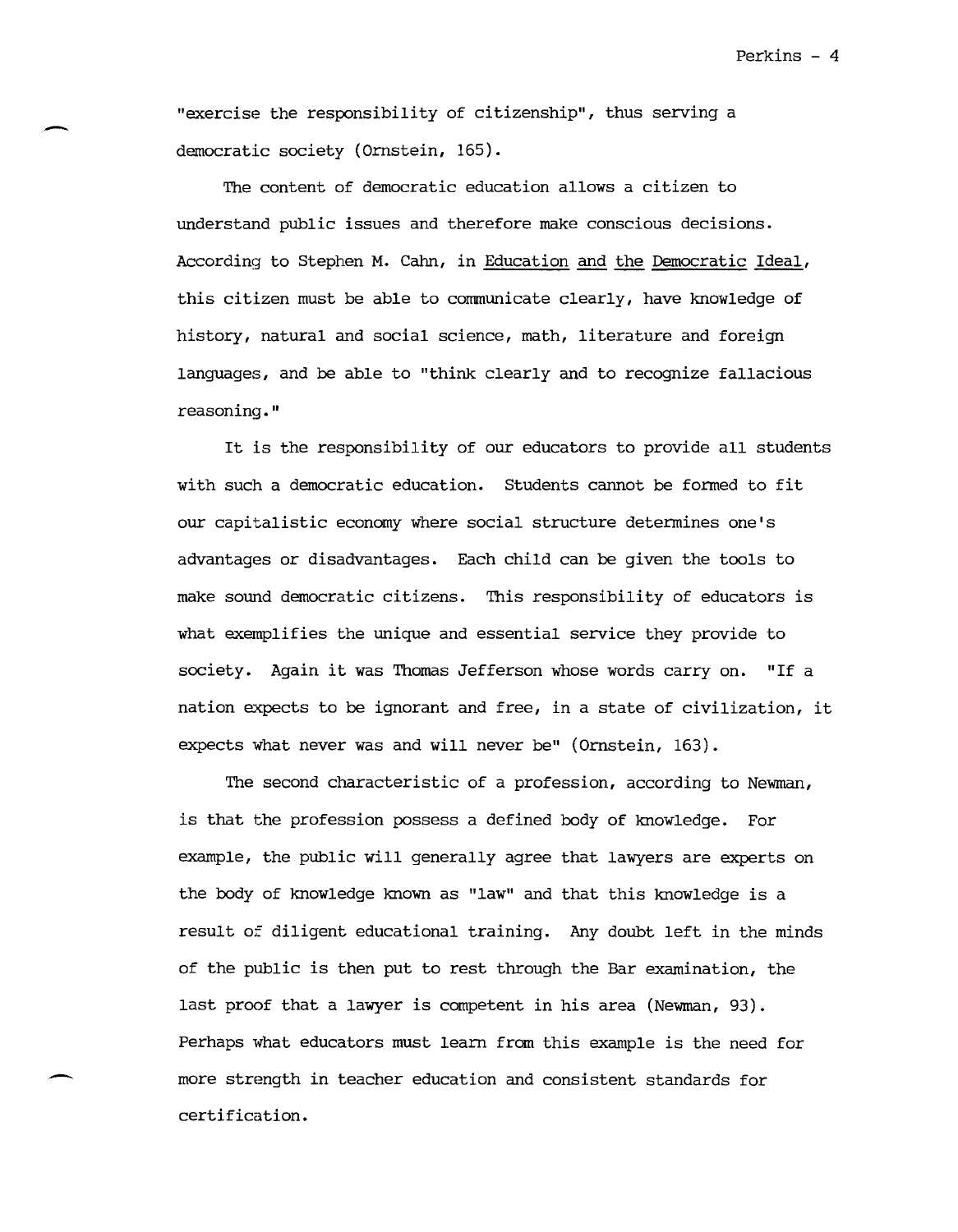"exercise the responsibility of citizenship", thus serving a democratic society (Ornstein, 165).

The content of democratic education allows a citizen to understand public issues and therefore make conscious decisions. According to Stephen M. Cahn, in Education and the Democratic Ideal, this citizen must be able to communicate clearly, have knowledge of history, natural and social science, math, literature and foreign languages, and be able to "think clearly and to recognize fallacious reasoning."

It is the responsibility of our educators to provide all students with such a democratic education. Students cannot be formed to fit our capitalistic economy where social structure determines one's advantages or disadvantages. Each child can be given the tools to make sound democratic citizens. This responsibility of educators is what exemplifies the unique and essential service they provide to society. Again it was Thomas Jefferson whose words carry on. "If a nation expects to be ignorant and free, in a state of civilization, it expects what never was and will never be" (Ornstein, 163).

The second characteristic of a profession, according to Newman, is that the profession possess a defined body of knowledge. For example, the public will generally agree that lawyers are experts on the body of knowledge known as "law" and that this knowledge is a result of diligent educational training. Any doubt left in the minds of the public is then put to rest through the Bar examination, the last proof that a lawyer is competent in his area (Newman, 93). Perhaps what educators must learn from this example is the need for more strength in teacher education and consistent standards for certification.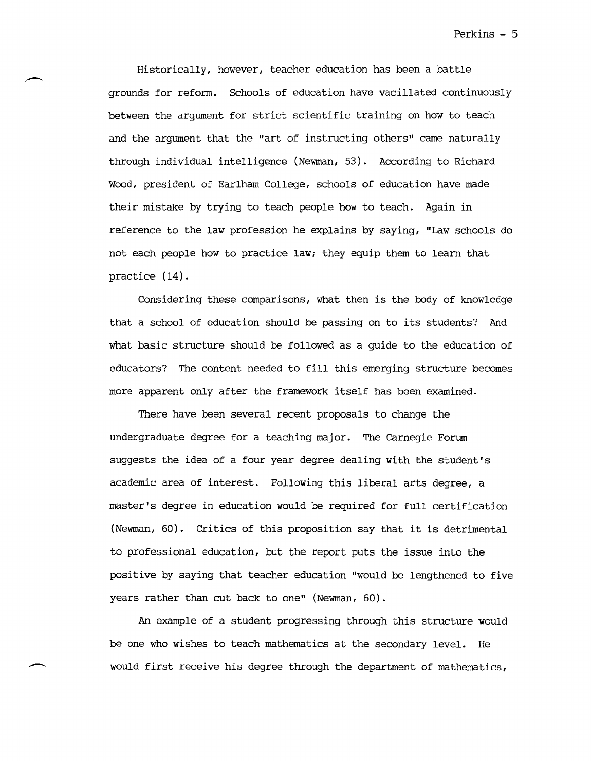Historically, however, teacher education has been a battle grounds for reform. Schools of education have vacillated continuously between the argument for strict scientific training on how to teach and the argument that the "art of instructing others" came naturally through individual intelligence (Newman, 53). According to Richard Wood, president of Earlham College, schools of education have made their mistake by trying to teach people how to teach. Again in reference to the law profession he explains by saying, "Law schools do not each people how to practice law; they equip them to learn that practice (14).

Considering these comparisons, what then is the body of knowledge that a school of education should be passing on to its students? And what basic structure should be followed as a guide to the education of educators? The content needed to fill this emerging structure becomes more apparent only after the framework itself has been examined.

There have been several recent proposals to change the undergraduate degree for a teaching major. The Carnegie Forum suggests the idea of a four year degree dealing with the student's academic area of interest. Following this liberal arts degree, a master's degree in education would be required for full certification (Newman, 60). Critics of this proposition say that it is detrimental to professional education, but the report puts the issue into the positive by saying that teacher education "would be lengthened to five years rather than cut back to one" (Newman, 60).

An example of a student progressing through this structure would be one who wishes to teach mathematics at the secondary level. He would first receive his degree through the department of mathematics,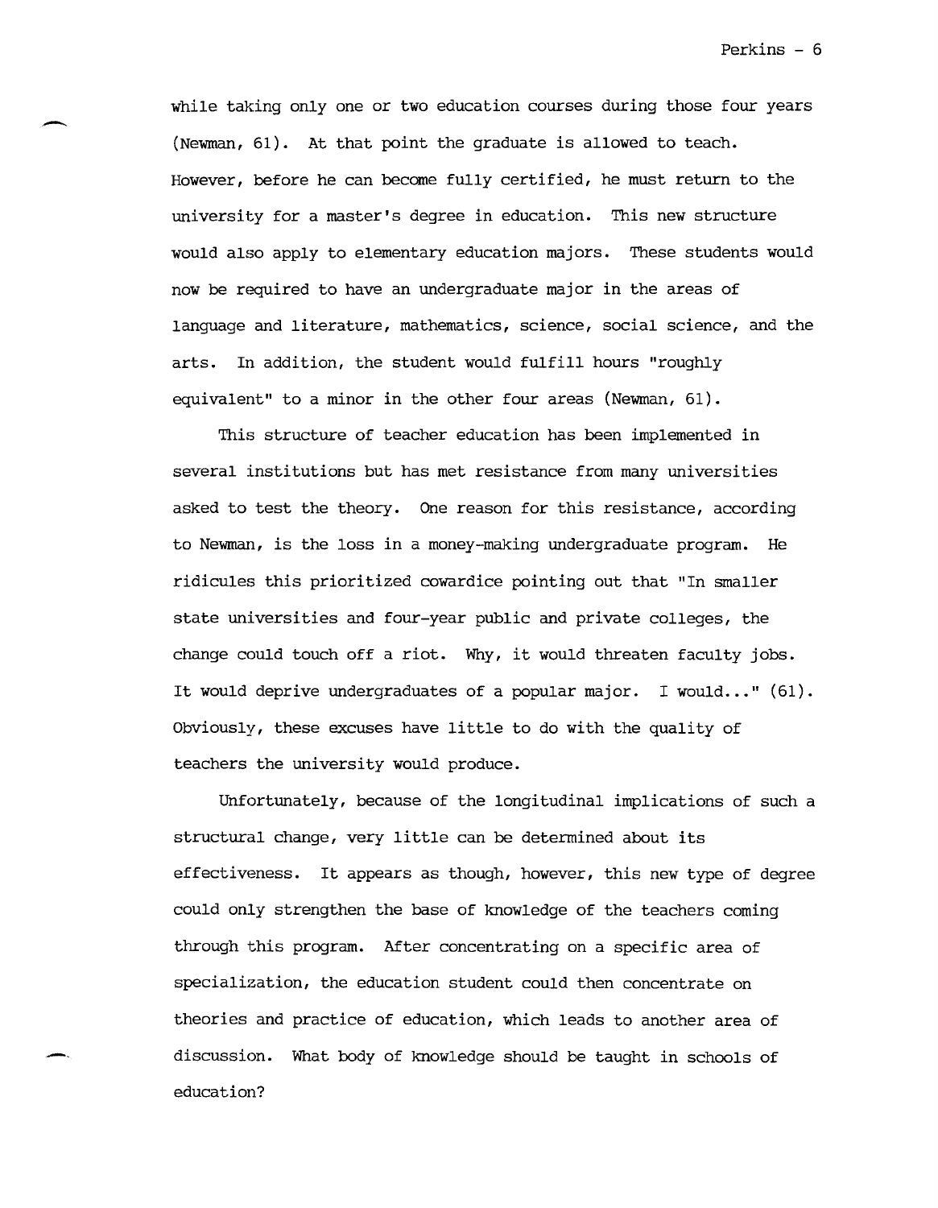while taking only one or two education courses during those four years (Newman, 61). At that point the graduate is allowed to teach. However, before he can become fully certified, he must return to the university for a master's degree in education. This new structure would also apply to elementary education majors. These students would now be required to have an undergraduate major in the areas of language and literature, mathematics, science, social science, and the arts. In addition, the student would fulfill hours "roughly equivalent" to a minor in the other four areas (Newman, 61).

This structure of teacher education has been implemented in several institutions but has met resistance from many universities asked to test the theory. One reason for this resistance, according to Newman, is the loss in a money-making undergraduate program. He ridicules this prioritized cowardice pointing out that "In smaller state universities and four-year public and private colleges, the change could touch off a riot. Why, it would threaten faculty jobs. It would deprive undergraduates of a popular major. I would..." (61). Obviously, these excuses have little to do with the quality of teachers the university would produce.

Unfortunately, because of the longitudinal implications of such a structural change, very little can be determined about its effectiveness. It appears as though, however, this new type of degree could only strengthen the base of knowledge of the teachers coming through this program. After concentrating on a specific area of specialization, the education student could then concentrate on theories and practice of education, which leads to another area of discussion. What body of knowledge should be taught in schools of education?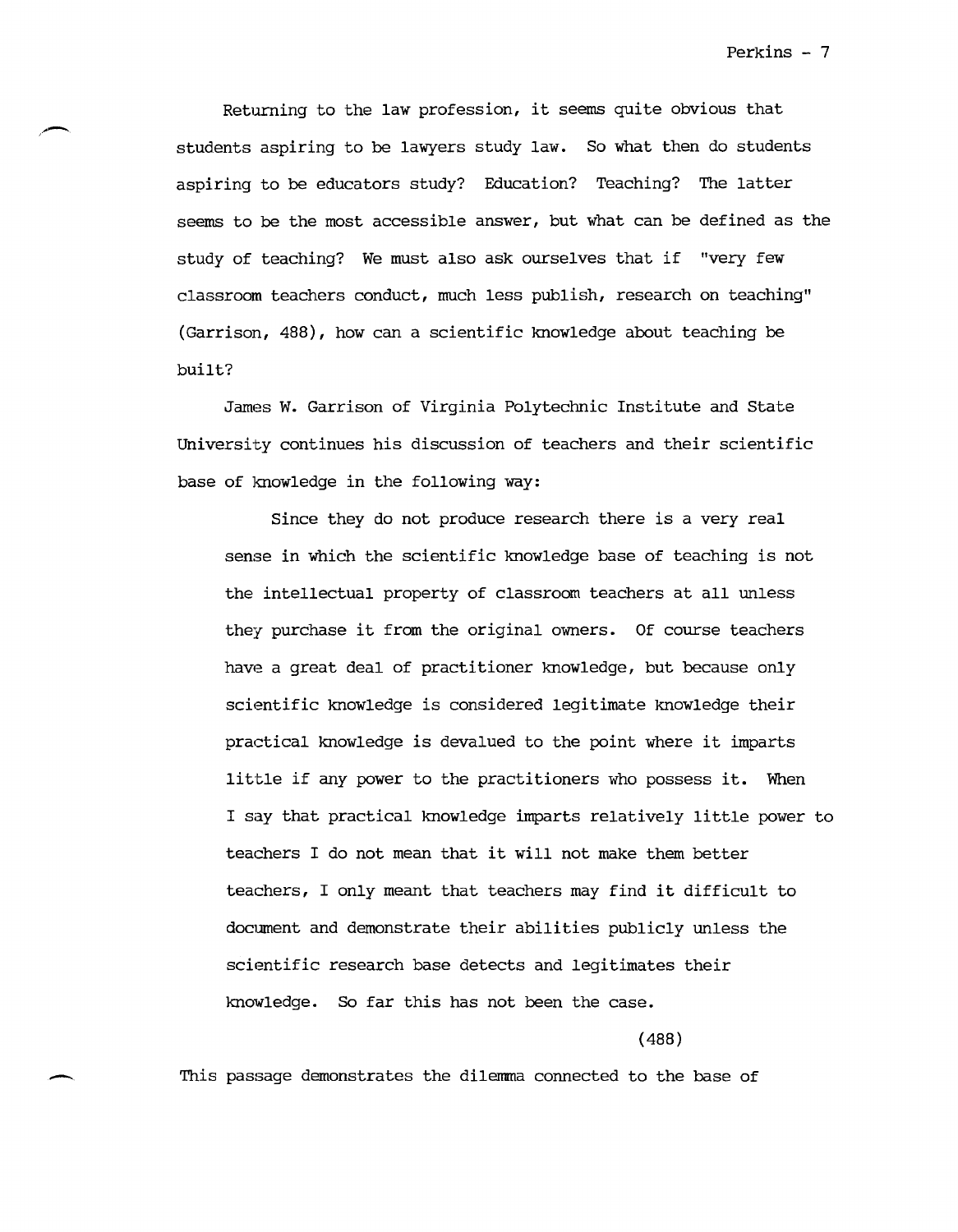Returning to the law profession, it seems quite obvious that students aspiring to be lawyers study law. So what then do students aspiring to be educators study? Education? Teaching? The latter seems to be the most accessible answer, but what can be defined as the study of teaching? We must also ask ourselves that if "very few classroom teachers conduct, much less publish, research on teaching" (Garrison, 488), how can a scientific knowledge about teaching be built?

James W. Garrison of Virginia Polytechnic Institute and State University continues his discussion of teachers and their scientific base of knowledge in the following way:

> Since they do not produce research there is a very real sense in which the scientific knowledge base of teaching is not the intellectual property of classroom teachers at all unless they purchase it from the original owners. Of course teachers have a great deal of practitioner knowledge, but because only scientific knowledge is considered legitimate knowledge their practical knowledge is devalued to the point where it imparts little if any power to the practitioners who possess it. When I say that practical knowledge imparts relatively little power to teachers I do not mean that it will not make them better teachers, I only meant that teachers may find it difficult to document and demonstrate their abilities publicly unless the scientific research base detects and legitimates their knowledge. So far this has not been the case.
>
> (488)

This passage demonstrates the dilemma connected to the base of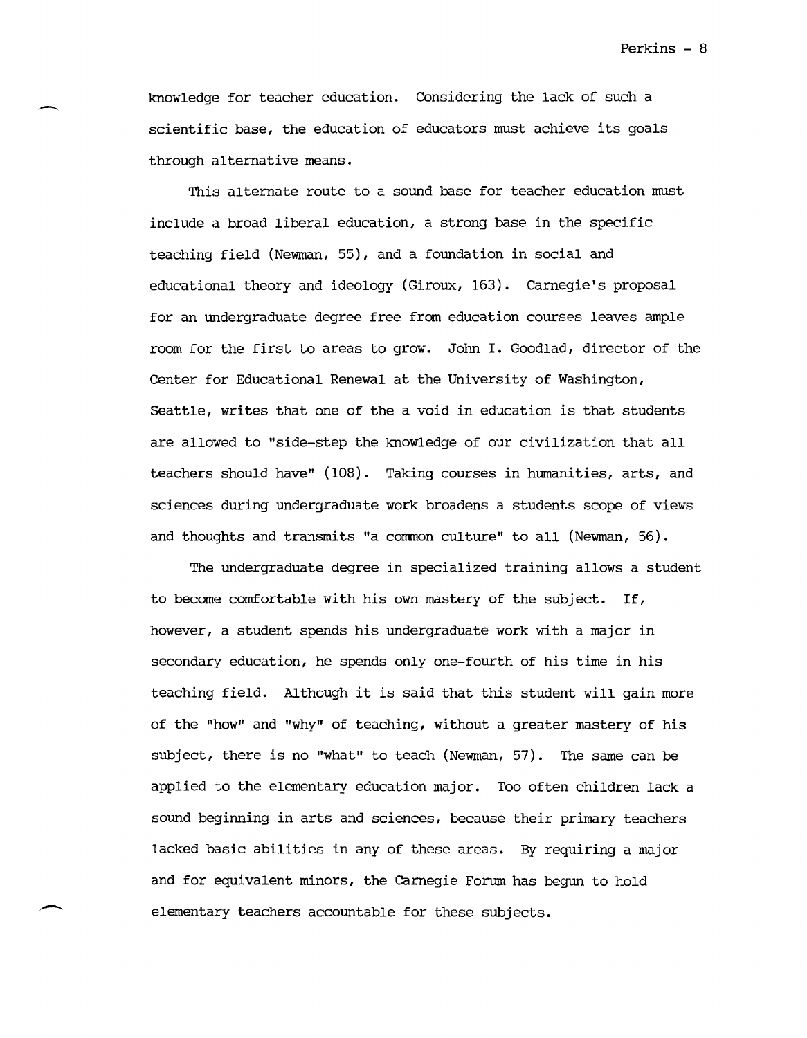knowledge for teacher education. Considering the lack of such a scientific base, the education of educators must achieve its goals through alternative means.

This alternate route to a sound base for teacher education must include a broad liberal education, a strong base in the specific teaching field (Newman, 55), and a foundation in social and educational theory and ideology (Giroux, 163). Carnegie's proposal for an undergraduate degree free from education courses leaves ample room for the first to areas to grow. John I. Goodlad, director of the Center for Educational Renewal at the University of Washington, Seattle, writes that one of the a void in education is that students are allowed to "side-step the knowledge of our civilization that all teachers should have" (108). Taking courses in humanities, arts, and sciences during undergraduate work broadens a students scope of views and thoughts and transmits "a common culture" to all (Newman, 56).

The undergraduate degree in specialized training allows a student to become comfortable with his own mastery of the subject. If, however, a student spends his undergraduate work with a major in secondary education, he spends only one-fourth of his time in his teaching field. Although it is said that this student will gain more of the "how" and "why" of teaching, without a greater mastery of his subject, there is no "what" to teach (Newman, 57). The same can be applied to the elementary education major. Too often children lack a sound beginning in arts and sciences, because their primary teachers lacked basic abilities in any of these areas. By requiring a major and for equivalent minors, the Carnegie Forum has begun to hold elementary teachers accountable for these subjects.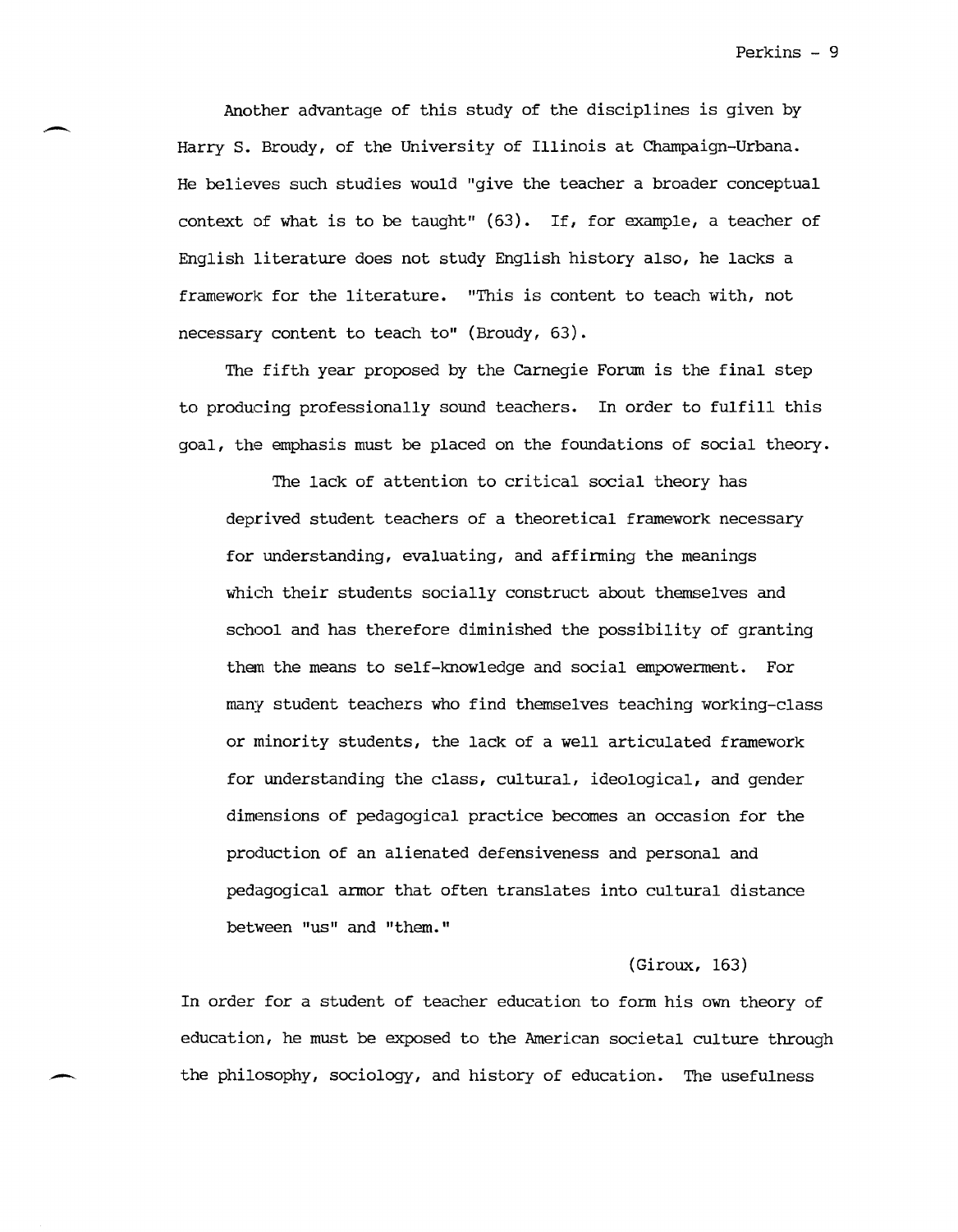Another advantage of this study of the disciplines is given by Harry S. Broudy, of the University of Illinois at Champaign-Urbana. He believes such studies would "give the teacher a broader conceptual context of what is to be taught" (63). If, for example, a teacher of English literature does not study English history also, he lacks a framework for the literature. "This is content to teach with, not necessary content to teach to" (Broudy, 63).

The fifth year proposed by the Carnegie Forum is the final step to producing professionally sound teachers. In order to fulfill this goal, the emphasis must be placed on the foundations of social theory.

> The lack of attention to critical social theory has deprived student teachers of a theoretical framework necessary for understanding, evaluating, and affirming the meanings which their students socially construct about themselves and school and has therefore diminished the possibility of granting them the means to self-knowledge and social empowerment. For many student teachers who find themselves teaching working-class or minority students, the lack of a well articulated framework for understanding the class, cultural, ideological, and gender dimensions of pedagogical practice becomes an occasion for the production of an alienated defensiveness and personal and pedagogical armor that often translates into cultural distance between "us" and "them."
>
> (Giroux, 163)

In order for a student of teacher education to form his own theory of education, he must be exposed to the American societal culture through the philosophy, sociology, and history of education. The usefulness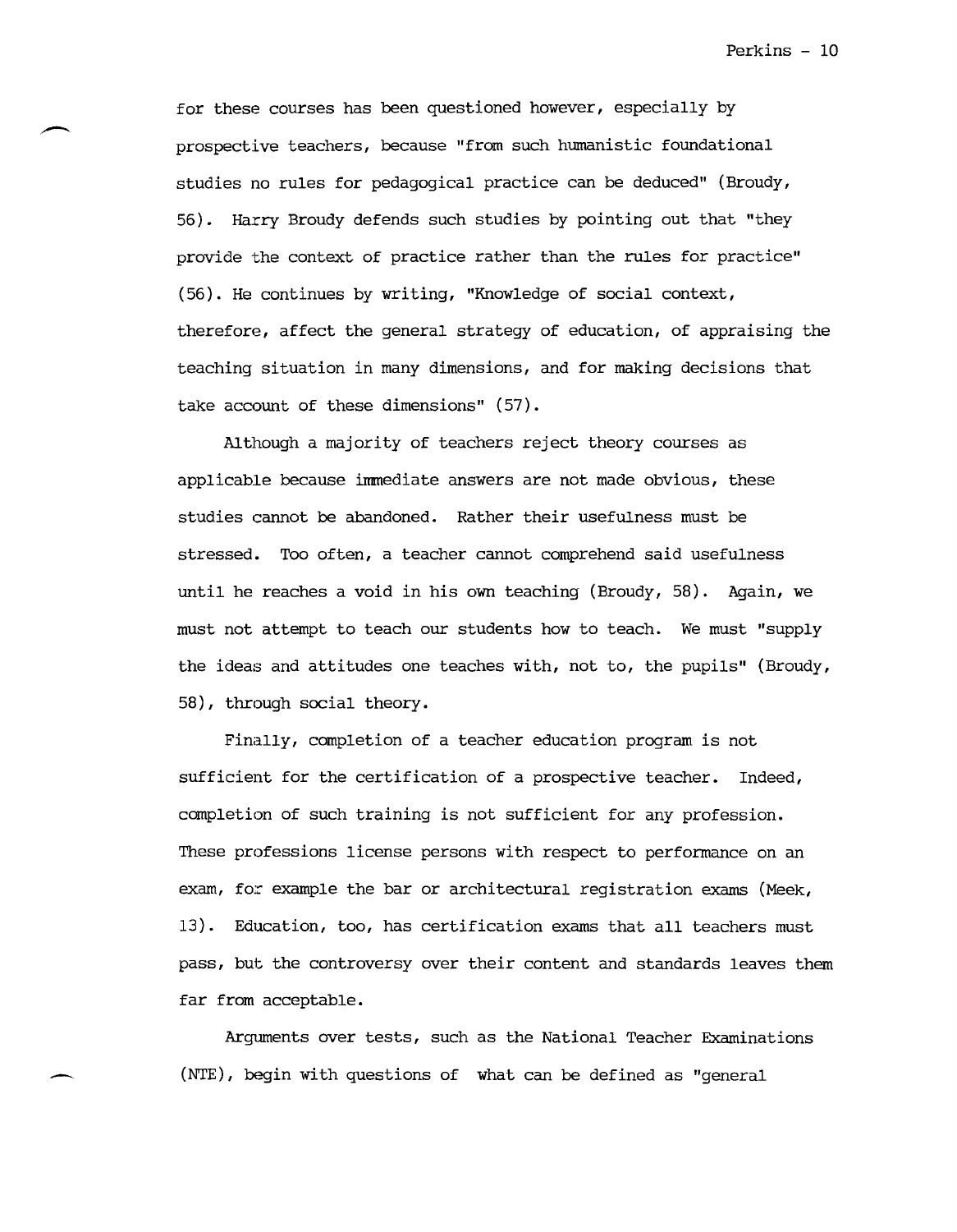for these courses has been questioned however, especially by prospective teachers, because "from such humanistic foundational studies no rules for pedagogical practice can be deduced" (Broudy, 56). Harry Broudy defends such studies by pointing out that "they provide the context of practice rather than the rules for practice" (56). He continues by writing, "Knowledge of social context, therefore, affect the general strategy of education, of appraising the teaching situation in many dimensions, and for making decisions that take account of these dimensions" (57).

Although a majority of teachers reject theory courses as applicable because immediate answers are not made obvious, these studies cannot be abandoned. Rather their usefulness must be stressed. Too often, a teacher cannot comprehend said usefulness until he reaches a void in his own teaching (Broudy, 58). Again, we must not attempt to teach our students how to teach. We must "supply the ideas and attitudes one teaches with, not to, the pupils" (Broudy, 58), through social theory.

Finally, completion of a teacher education program is not sufficient for the certification of a prospective teacher. Indeed, completion of such training is not sufficient for any profession. These professions license persons with respect to performance on an exam, for example the bar or architectural registration exams (Meek, 13). Education, too, has certification exams that all teachers must pass, but the controversy over their content and standards leaves them far from acceptable.

Arguments over tests, such as the National Teacher Examinations (NTE), begin with questions of what can be defined as "general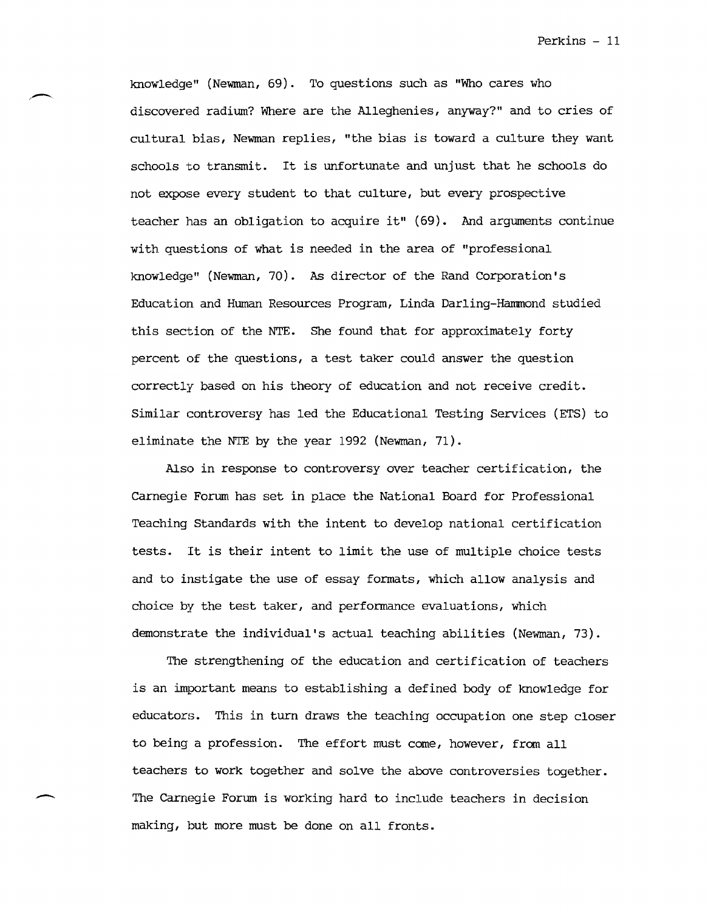knowledge" (Newman, 69). To questions such as "Who cares who discovered radium? Where are the Alleghenies, anyway?" and to cries of cultural bias, Newman replies, "the bias is toward a culture they want schools to transmit. It is unfortunate and unjust that he schools do not expose every student to that culture, but every prospective teacher has an obligation to acquire it" (69). And arguments continue with questions of what is needed in the area of "professional knowledge" (Newman, 70). As director of the Rand Corporation's Education and Human Resources Program, Linda Darling-Hammond studied this section of the NTE. She found that for approximately forty percent of the questions, a test taker could answer the question correctly based on his theory of education and not receive credit. Similar controversy has led the Educational Testing Services (ETS) to eliminate the NTE by the year 1992 (Newman, 71).

Also in response to controversy over teacher certification, the Carnegie Forum has set in place the National Board for Professional Teaching Standards with the intent to develop national certification tests. It is their intent to limit the use of multiple choice tests and to instigate the use of essay formats, which allow analysis and choice by the test taker, and performance evaluations, which demonstrate the individual's actual teaching abilities (Newman, 73).

The strengthening of the education and certification of teachers is an important means to establishing a defined body of knowledge for educators. This in turn draws the teaching occupation one step closer to being a profession. The effort must come, however, from all teachers to work together and solve the above controversies together. The Carnegie Forum is working hard to include teachers in decision making, but more must be done on all fronts.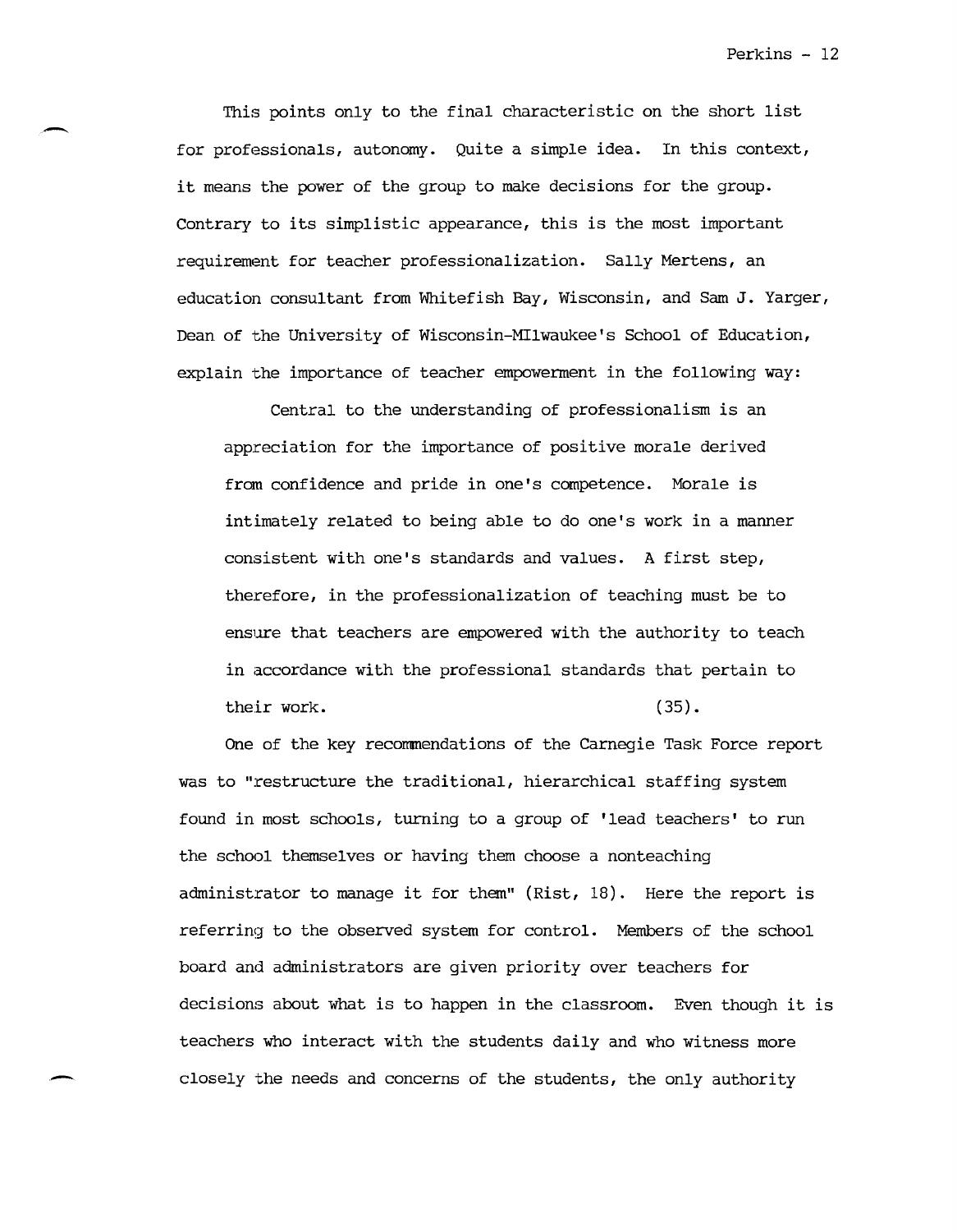This points only to the final characteristic on the short list for professionals, autonomy. Quite a simple idea. In this context, it means the power of the group to make decisions for the group. Contrary to its simplistic appearance, this is the most important requirement for teacher professionalization. Sally Mertens, an education consultant from Whitefish Bay, Wisconsin, and Sam J. Yarger, Dean of the University of Wisconsin-MIlwaukee's School of Education, explain the importance of teacher empowerment in the following way:

> Central to the understanding of professionalism is an appreciation for the importance of positive morale derived from confidence and pride in one's competence. Morale is intimately related to being able to do one's work in a manner consistent with one's standards and values. A first step, therefore, in the professionalization of teaching must be to ensure that teachers are empowered with the authority to teach in accordance with the professional standards that pertain to their work. (35).

One of the key recommendations of the Carnegie Task Force report was to "restructure the traditional, hierarchical staffing system found in most schools, turning to a group of 'lead teachers' to run the school themselves or having them choose a nonteaching administrator to manage it for them" (Rist, 18). Here the report is referring to the observed system for control. Members of the school board and administrators are given priority over teachers for decisions about what is to happen in the classroom. Even though it is teachers who interact with the students daily and who witness more closely the needs and concerns of the students, the only authority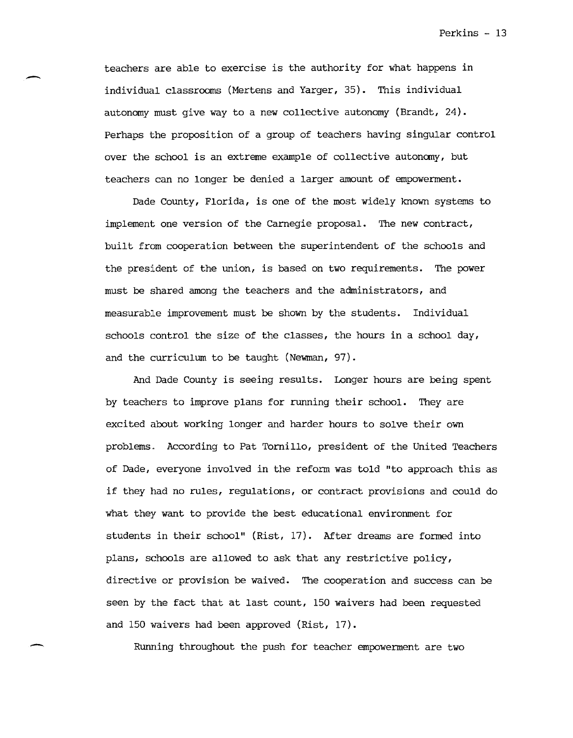teachers are able to exercise is the authority for what happens in individual classrooms (Mertens and Yarger, 35). This individual autonomy must give way to a new collective autonomy (Brandt, 24). Perhaps the proposition of a group of teachers having singular control over the school is an extreme example of collective autonomy, but teachers can no longer be denied a larger amount of empowerment.

Dade County, Florida, is one of the most widely known systems to implement one version of the Carnegie proposal. The new contract, built from cooperation between the superintendent of the schools and the president of the union, is based on two requirements. The power must be shared among the teachers and the administrators, and measurable improvement must be shown by the students. Individual schools control the size of the classes, the hours in a school day, and the curriculum to be taught (Newman, 97).

And Dade County is seeing results. Longer hours are being spent by teachers to improve plans for running their school. They are excited about working longer and harder hours to solve their own problems. According to Pat Tornillo, president of the United Teachers of Dade, everyone involved in the reform was told "to approach this as if they had no rules, regulations, or contract provisions and could do what they want to provide the best educational environment for students in their school" (Rist, 17). After dreams are formed into plans, schools are allowed to ask that any restrictive policy, directive or provision be waived. The cooperation and success can be seen by the fact that at last count, 150 waivers had been requested and 150 waivers had been approved (Rist, 17).

Running throughout the push for teacher empowerment are two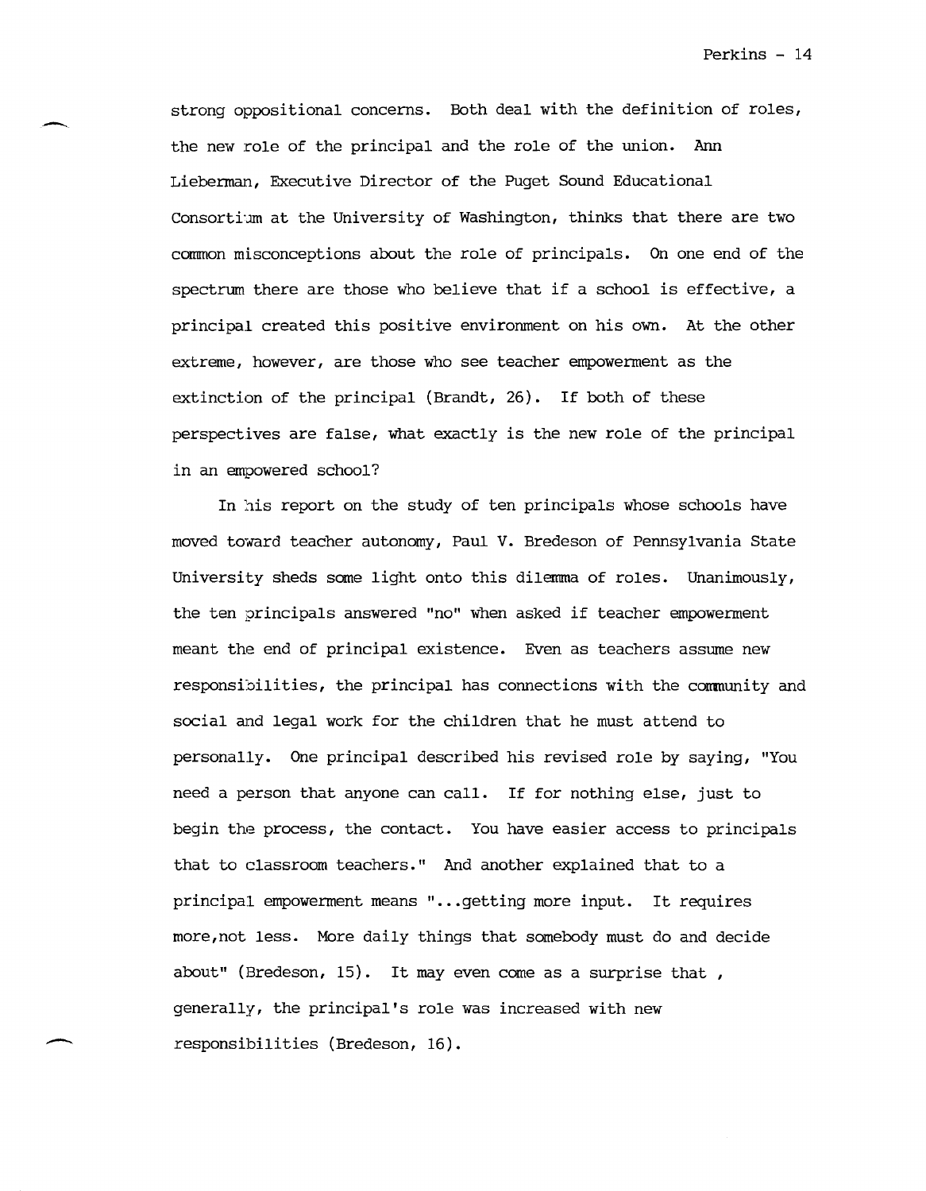strong oppositional concerns. Both deal with the definition of roles, the new role of the principal and the role of the union. Ann Lieberman, Executive Director of the Puget Sound Educational Consortium at the University of Washington, thinks that there are two common misconceptions about the role of principals. On one end of the spectrum there are those who believe that if a school is effective, a principal created this positive environment on his own. At the other extreme, however, are those who see teacher empowerment as the extinction of the principal (Brandt, 26). If both of these perspectives are false, what exactly is the new role of the principal in an empowered school?

In his report on the study of ten principals whose schools have moved toward teacher autonomy, Paul V. Bredeson of Pennsylvania State University sheds some light onto this dilemma of roles. Unanimously, the ten principals answered "no" when asked if teacher empowerment meant the end of principal existence. Even as teachers assume new responsibilities, the principal has connections with the community and social and legal work for the children that he must attend to personally. One principal described his revised role by saying, "You need a person that anyone can call. If for nothing else, just to begin the process, the contact. You have easier access to principals that to classroom teachers." And another explained that to a principal empowerment means "...getting more input. It requires more,not less. More daily things that somebody must do and decide about" (Bredeson, 15). It may even come as a surprise that , generally, the principal's role was increased with new responsibilities (Bredeson, 16).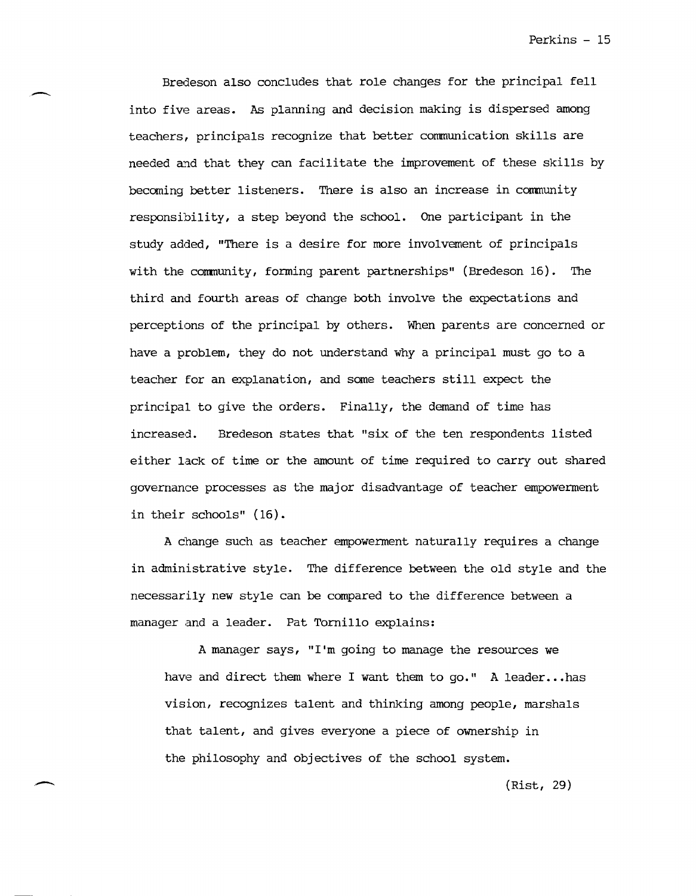Bredeson also concludes that role changes for the principal fell into five areas. As planning and decision making is dispersed among teachers, principals recognize that better communication skills are needed and that they can facilitate the improvement of these skills by becoming better listeners. There is also an increase in community responsibility, a step beyond the school. One participant in the study added, "There is a desire for more involvement of principals with the community, forming parent partnerships" (Bredeson 16). The third and fourth areas of change both involve the expectations and perceptions of the principal by others. When parents are concerned or have a problem, they do not understand why a principal must go to a teacher for an explanation, and some teachers still expect the principal to give the orders. Finally, the demand of time has increased. Bredeson states that "six of the ten respondents listed either lack of time or the amount of time required to carry out shared governance processes as the major disadvantage of teacher empowerment in their schools" (16).

A change such as teacher empowerment naturally requires a change in administrative style. The difference between the old style and the necessarily new style can be compared to the difference between a manager and a leader. Pat Tornillo explains:

> A manager says, "I'm going to manage the resources we have and direct them where I want them to go." A leader...has vision, recognizes talent and thinking among people, marshals that talent, and gives everyone a piece of ownership in the philosophy and objectives of the school system.
>
> (Rist, 29)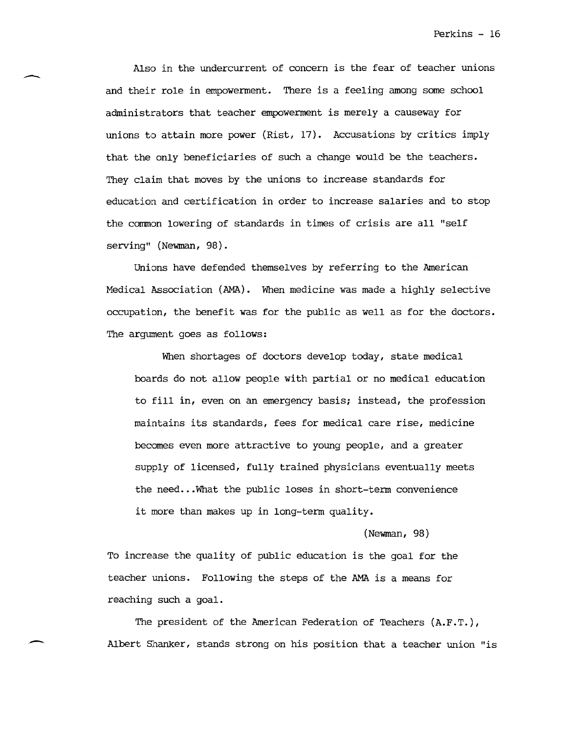Also in the undercurrent of concern is the fear of teacher unions and their role in empowerment. There is a feeling among some school administrators that teacher empowerment is merely a causeway for unions to attain more power (Rist, 17). Accusations by critics imply that the only beneficiaries of such a change would be the teachers. They claim that moves by the unions to increase standards for education and certification in order to increase salaries and to stop the common lowering of standards in times of crisis are all "self serving" (Newman, 98).

Unions have defended themselves by referring to the American Medical Association (AMA). When medicine was made a highly selective occupation, the benefit was for the public as well as for the doctors. The argument goes as follows:

> When shortages of doctors develop today, state medical boards do not allow people with partial or no medical education to fill in, even on an emergency basis; instead, the profession maintains its standards, fees for medical care rise, medicine becomes even more attractive to young people, and a greater supply of licensed, fully trained physicians eventually meets the need...What the public loses in short-term convenience it more than makes up in long-term quality.
>
> (Newman, 98)

To increase the quality of public education is the goal for the teacher unions. Following the steps of the AMA is a means for reaching such a goal.

The president of the American Federation of Teachers (A.F.T.), Albert Shanker, stands strong on his position that a teacher union "is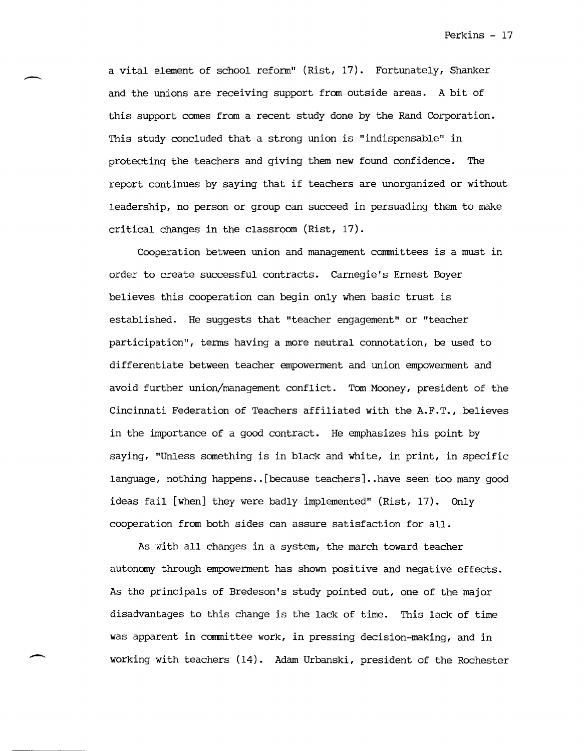a vital element of school reform" (Rist, 17). Fortunately, Shanker and the unions are receiving support from outside areas. A bit of this support comes from a recent study done by the Rand Corporation. This study concluded that a strong union is "indispensable" in protecting the teachers and giving them new found confidence. The report continues by saying that if teachers are unorganized or without leadership, no person or group can succeed in persuading them to make critical changes in the classroom (Rist, 17).

Cooperation between union and management committees is a must in order to create successful contracts. Carnegie's Ernest Boyer believes this cooperation can begin only when basic trust is established. He suggests that "teacher engagement" or "teacher participation", terms having a more neutral connotation, be used to differentiate between teacher empowerment and union empowerment and avoid further union/management conflict. Tom Mooney, president of the Cincinnati Federation of Teachers affiliated with the A.F.T., believes in the importance of a good contract. He emphasizes his point by saying, "Unless something is in black and white, in print, in specific language, nothing happens..[because teachers]..have seen too many good ideas fail [when] they were badly implemented" (Rist, 17). Only cooperation from both sides can assure satisfaction for all.

As with all changes in a system, the march toward teacher autonomy through empowerment has shown positive and negative effects. As the principals of Bredeson's study pointed out, one of the major disadvantages to this change is the lack of time. This lack of time was apparent in committee work, in pressing decision-making, and in working with teachers (14). Adam Urbanski, president of the Rochester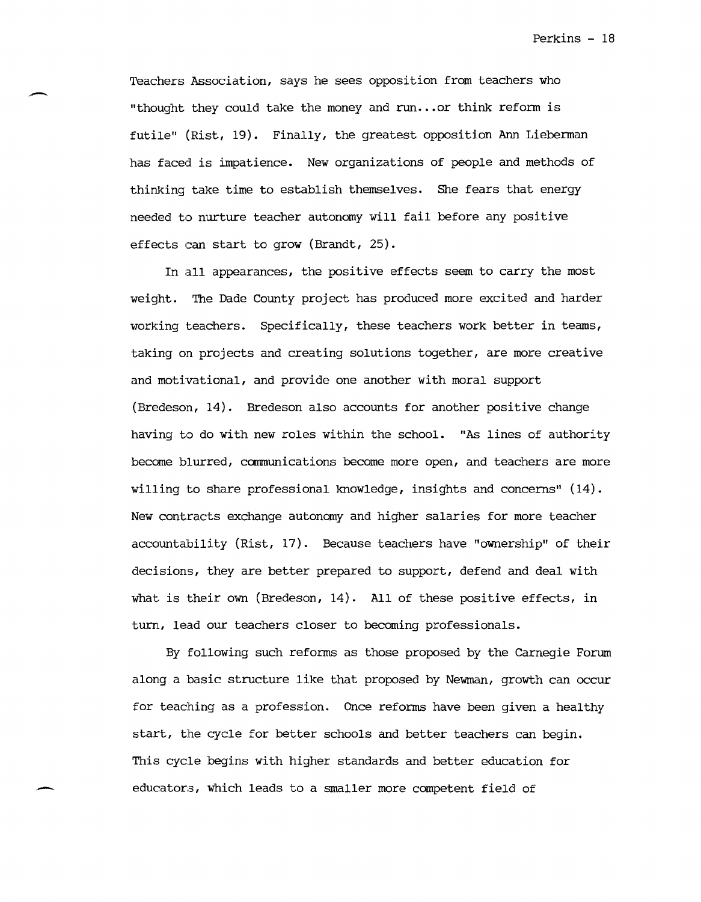Teachers Association, says he sees opposition from teachers who "thought they could take the money and run...or think reform is futile" (Rist, 19). Finally, the greatest opposition Ann Lieberman has faced is impatience. New organizations of people and methods of thinking take time to establish themselves. She fears that energy needed to nurture teacher autonomy will fail before any positive effects can start to grow (Brandt, 25).

In all appearances, the positive effects seem to carry the most weight. The Dade County project has produced more excited and harder working teachers. Specifically, these teachers work better in teams, taking on projects and creating solutions together, are more creative and motivational, and provide one another with moral support (Bredeson, 14). Bredeson also accounts for another positive change having to do with new roles within the school. "As lines of authority become blurred, communications become more open, and teachers are more willing to share professional knowledge, insights and concerns" (14). New contracts exchange autonomy and higher salaries for more teacher accountability (Rist, 17). Because teachers have "ownership" of their decisions, they are better prepared to support, defend and deal with what is their own (Bredeson, 14). All of these positive effects, in turn, lead our teachers closer to becoming professionals.

By following such reforms as those proposed by the Carnegie Forum along a basic structure like that proposed by Newman, growth can occur for teaching as a profession. Once reforms have been given a healthy start, the cycle for better schools and better teachers can begin. This cycle begins with higher standards and better education for educators, which leads to a smaller more competent field of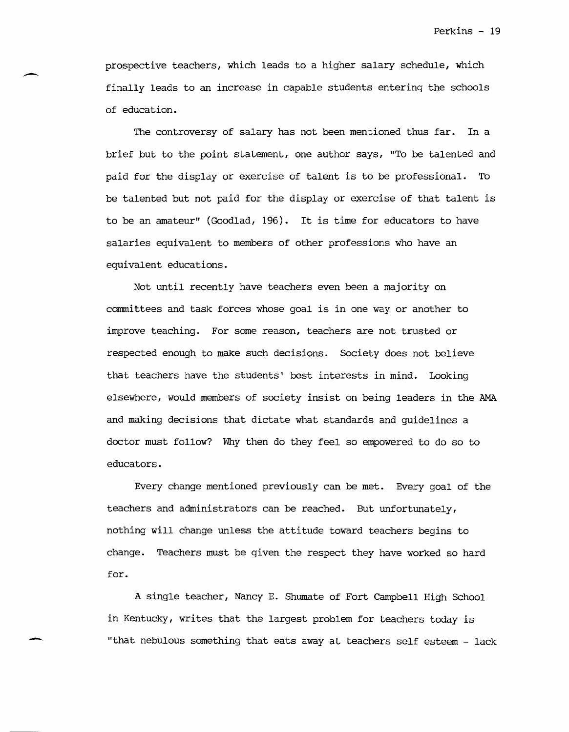prospective teachers, which leads to a higher salary schedule, which finally leads to an increase in capable students entering the schools of education.

The controversy of salary has not been mentioned thus far. In a brief but to the point statement, one author says, "To be talented and paid for the display or exercise of talent is to be professional. To be talented but not paid for the display or exercise of that talent is to be an amateur" (Goodlad, 196). It is time for educators to have salaries equivalent to members of other professions who have an equivalent educations.

Not until recently have teachers even been a majority on committees and task forces whose goal is in one way or another to improve teaching. For some reason, teachers are not trusted or respected enough to make such decisions. Society does not believe that teachers have the students' best interests in mind. Looking elsewhere, would members of society insist on being leaders in the AMA and making decisions that dictate what standards and guidelines a doctor must follow? Why then do they feel so empowered to do so to educators.

Every change mentioned previously can be met. Every goal of the teachers and administrators can be reached. But unfortunately, nothing will change unless the attitude toward teachers begins to change. Teachers must be given the respect they have worked so hard for.

A single teacher, Nancy E. Shumate of Fort Campbell High School in Kentucky, writes that the largest problem for teachers today is "that nebulous something that eats away at teachers self esteem - lack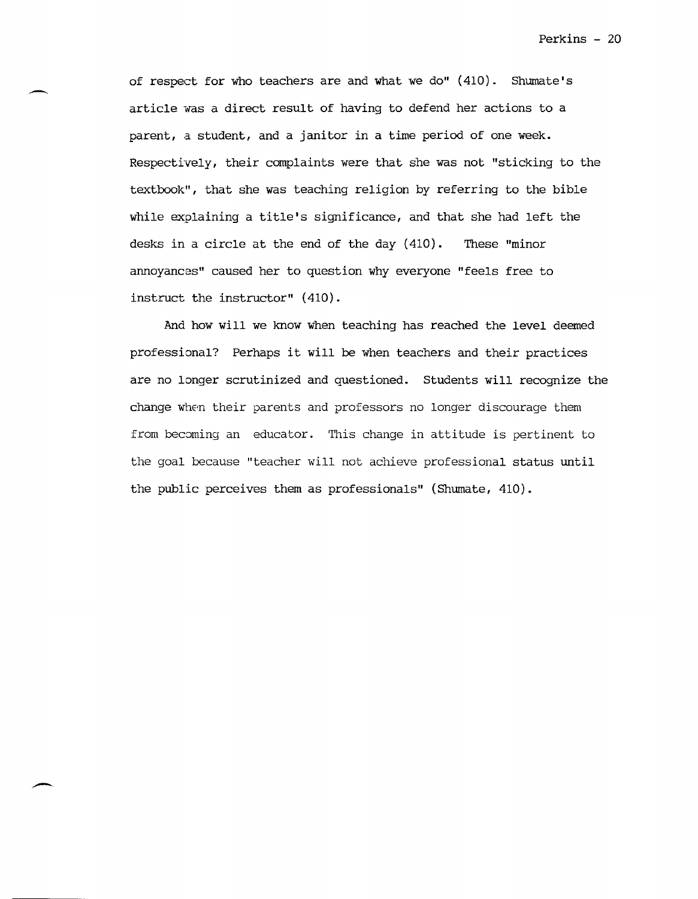of respect for who teachers are and what we do" (410). Shumate's article was a direct result of having to defend her actions to a parent, a student, and a janitor in a time period of one week. Respectively, their complaints were that she was not "sticking to the textbook", that she was teaching religion by referring to the bible while explaining a title's significance, and that she had left the desks in a circle at the end of the day (410). These "minor annoyances" caused her to question why everyone "feels free to instruct the instructor" (410).

And how will we know when teaching has reached the level deemed professional? Perhaps it will be when teachers and their practices are no longer scrutinized and questioned. Students will recognize the change when their parents and professors no longer discourage them from becoming an educator. This change in attitude is pertinent to the goal because "teacher will not achieve professional status until the public perceives them as professionals" (Shumate, 410).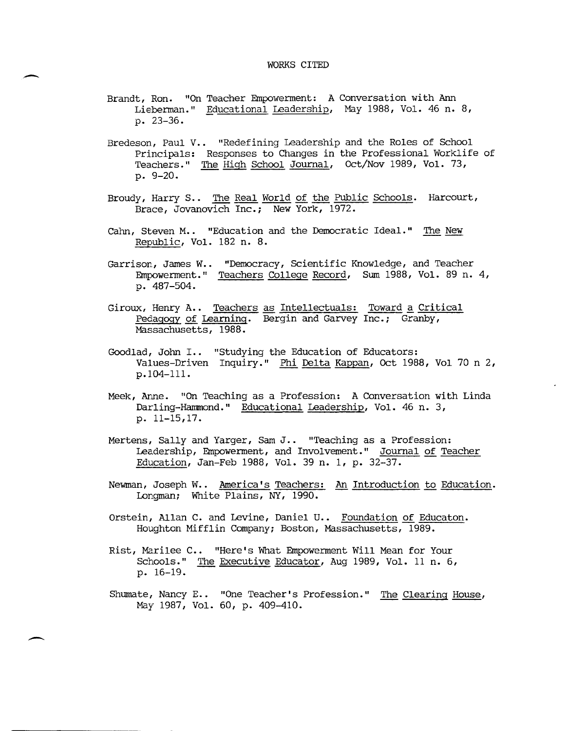# WORKS CITED

Brandt, Ron. "On Teacher Empowerment: A Conversation with Ann Lieberman." Educational Leadership, May 1988, Vol. 46 n. 8, p. 23-36.

Bredeson, Paul V.. "Redefining Leadership and the Roles of School Principals: Responses to Changes in the Professional Worklife of Teachers." The High School Journal, Oct/Nov 1989, Vol. 73, p. 9-20.

Broudy, Harry S.. The Real World of the Public Schools. Harcourt, Brace, Jovanovich Inc.; New York, 1972.

Cahn, Steven M.. "Education and the Democratic Ideal." The New Republic, Vol. 182 n. 8.

Garrison, James W.. "Democracy, Scientific Knowledge, and Teacher Empowerment." Teachers College Record, Sum 1988, Vol. 89 n. 4, p. 487-504.

Giroux, Henry A.. Teachers as Intellectuals: Toward a Critical Pedagogy of Learning. Bergin and Garvey Inc.; Granby, Massachusetts, 1988.

Goodlad, John I.. "Studying the Education of Educators: Values-Driven Inquiry." Phi Delta Kappan, Oct 1988, Vol 70 n 2, p.104-111.

Meek, Anne. "On Teaching as a Profession: A Conversation with Linda Darling-Hammond." Educational Leadership, Vol. 46 n. 3, p. 11-15,17.

Mertens, Sally and Yarger, Sam J.. "Teaching as a Profession: Leadership, Empowerment, and Involvement." Journal of Teacher Education, Jan-Feb 1988, Vol. 39 n. 1, p. 32-37.

Newman, Joseph W.. America's Teachers: An Introduction to Education. Longman; White Plains, NY, 1990.

Orstein, Allan C. and Levine, Daniel U.. Foundation of Educaton. Houghton Mifflin Company; Boston, Massachusetts, 1989.

Rist, Marilee C.. "Here's What Empowerment Will Mean for Your Schools." The Executive Educator, Aug 1989, Vol. 11 n. 6, p. 16-19.

Shumate, Nancy E.. "One Teacher's Profession." The Clearing House, May 1987, Vol. 60, p. 409-410.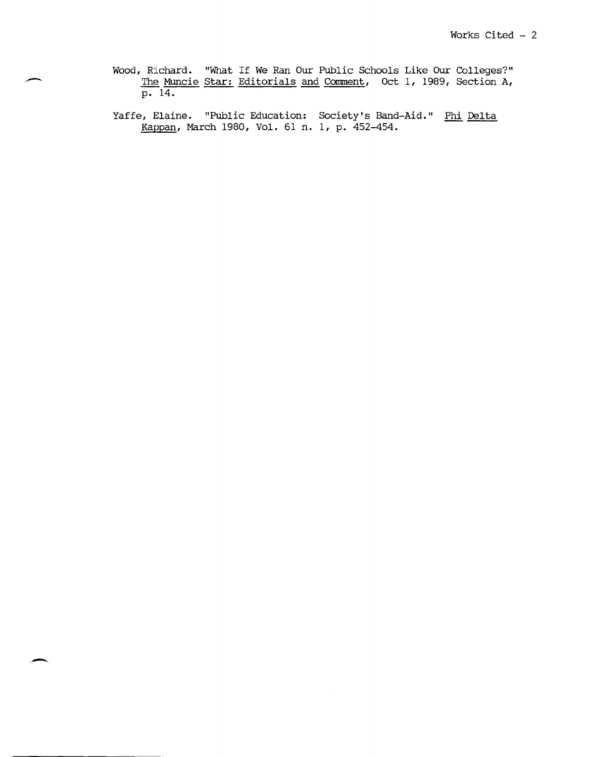Wood, Richard. "What If We Ran Our Public Schools Like Our Colleges?" The Muncie Star: Editorials and Comment, Oct 1, 1989, Section A, p. 14.

Yaffe, Elaine. "Public Education: Society's Band-Aid." Phi Delta Kappan, March 1980, Vol. 61 n. 1, p. 452-454.